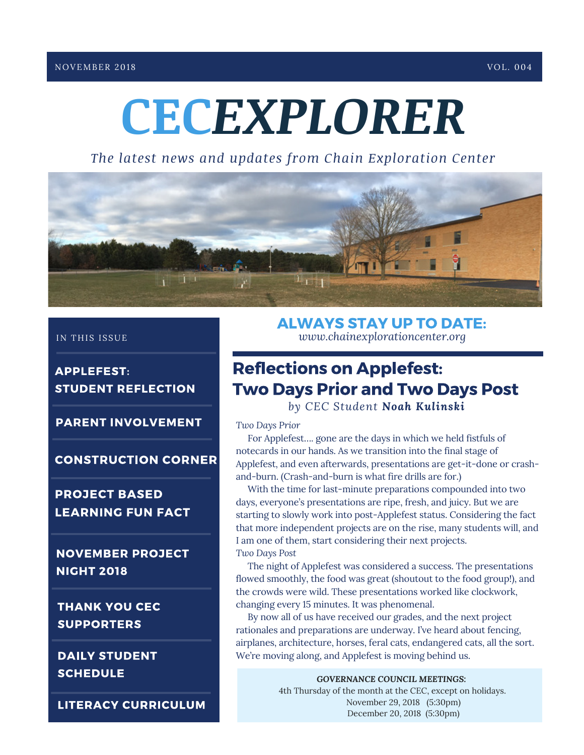NOVEMBER 2018 VOL. 004

# CECEXPLORER

*The latest news and updates from Chain Exploration Center*

IN THIS ISSUE

- **APPLEFEST: STUDENT REFLECTION**
- **PARENT INVOLVEMENT**
- **CONSTRUCTION CORNER**
- **PROJECT BASED LEARNING FUN FACT**
- **NOVEMBER PROJECT NIGHT 2018**
- **THANK YOU CEC SUPPORTERS**
- **DAILY STUDENT SCHEDULE**
- **LITERACY CURRICULUM**

**ALWAYS STAY UP TO DATE:**
*www.chainexplorationcenter.org*

## Reflections on Applefest: Two Days Prior and Two Days Post

*by CEC Student* ***Noah Kulinski***

*Two Days Prior*

For Applefest.... gone are the days in which we held fistfuls of notecards in our hands. As we transition into the final stage of Applefest, and even afterwards, presentations are get-it-done or crash-and-burn. (Crash-and-burn is what fire drills are for.)

With the time for last-minute preparations compounded into two days, everyone's presentations are ripe, fresh, and juicy. But we are starting to slowly work into post-Applefest status. Considering the fact that more independent projects are on the rise, many students will, and I am one of them, start considering their next projects.

*Two Days Post*

The night of Applefest was considered a success. The presentations flowed smoothly, the food was great (shoutout to the food group!), and the crowds were wild. These presentations worked like clockwork, changing every 15 minutes. It was phenomenal.

By now all of us have received our grades, and the next project rationales and preparations are underway. I've heard about fencing, airplanes, architecture, horses, feral cats, endangered cats, all the sort. We're moving along, and Applefest is moving behind us.

**GOVERNANCE COUNCIL MEETINGS:**
4th Thursday of the month at the CEC, except on holidays.
November 29, 2018 (5:30pm)
December 20, 2018 (5:30pm)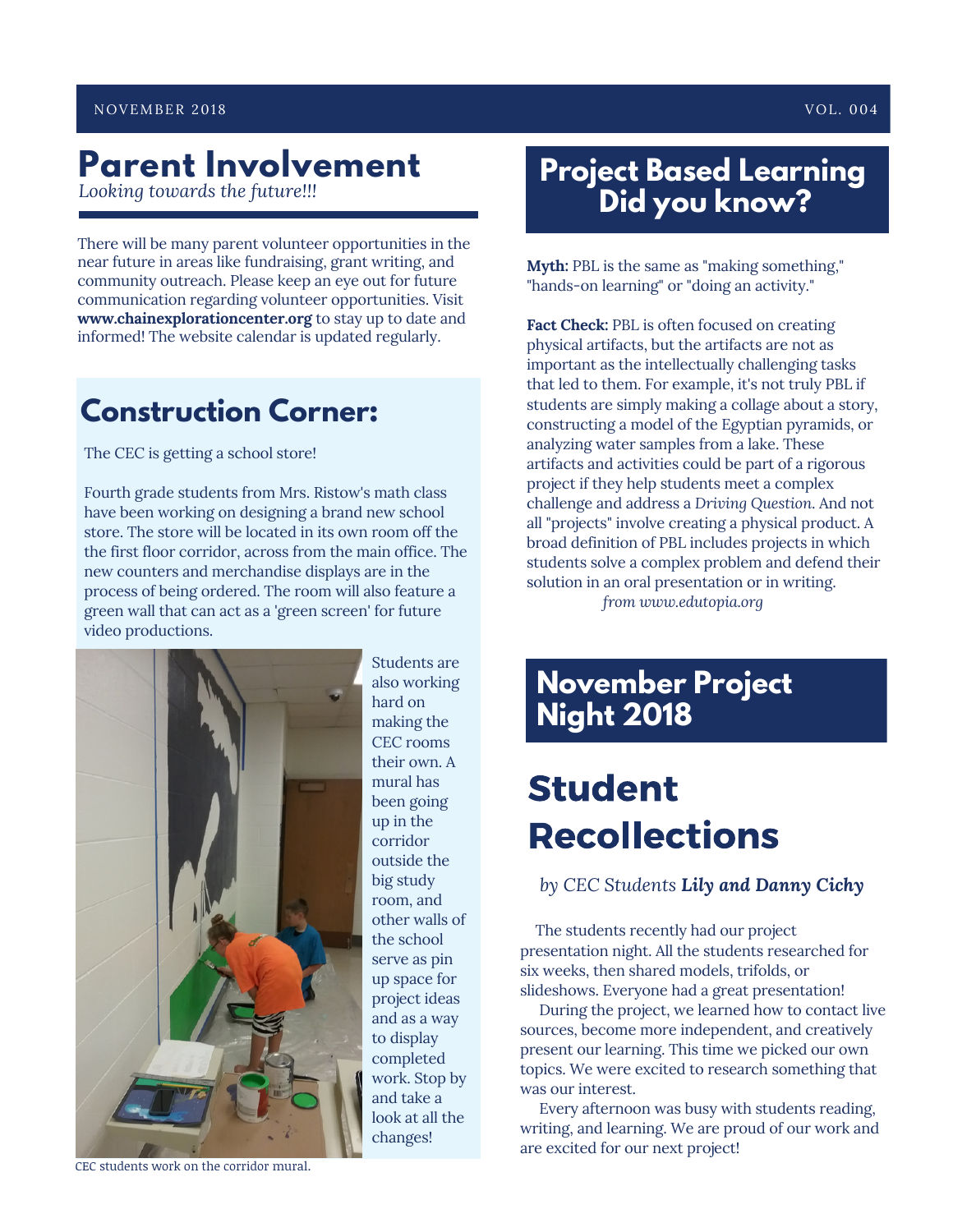NOVEMBER 2018 VOL. 004

# Parent Involvement

*Looking towards the future!!!*

There will be many parent volunteer opportunities in the near future in areas like fundraising, grant writing, and community outreach. Please keep an eye out for future communication regarding volunteer opportunities. Visit **www.chainexplorationcenter.org** to stay up to date and informed! The website calendar is updated regularly.

## Construction Corner:

The CEC is getting a school store!

Fourth grade students from Mrs. Ristow's math class have been working on designing a brand new school store. The store will be located in its own room off the the first floor corridor, across from the main office. The new counters and merchandise displays are in the process of being ordered. The room will also feature a green wall that can act as a 'green screen' for future video productions.

Students are also working hard on making the CEC rooms their own. A mural has been going up in the corridor outside the big study room, and other walls of the school serve as pin up space for project ideas and as a way to display completed work. Stop by and take a look at all the changes!

CEC students work on the corridor mural.

## Project Based Learning Did you know?

**Myth:** PBL is the same as "making something," "hands-on learning" or "doing an activity."

**Fact Check:** PBL is often focused on creating physical artifacts, but the artifacts are not as important as the intellectually challenging tasks that led to them. For example, it's not truly PBL if students are simply making a collage about a story, constructing a model of the Egyptian pyramids, or analyzing water samples from a lake. These artifacts and activities could be part of a rigorous project if they help students meet a complex challenge and address a *Driving Question*. And not all "projects" involve creating a physical product. A broad definition of PBL includes projects in which students solve a complex problem and defend their solution in an oral presentation or in writing.

*from www.edutopia.org*

## November Project Night 2018

# Student Recollections

*by CEC Students **Lily and Danny Cichy***

The students recently had our project presentation night. All the students researched for six weeks, then shared models, trifolds, or slideshows. Everyone had a great presentation!

During the project, we learned how to contact live sources, become more independent, and creatively present our learning. This time we picked our own topics. We were excited to research something that was our interest.

Every afternoon was busy with students reading, writing, and learning. We are proud of our work and are excited for our next project!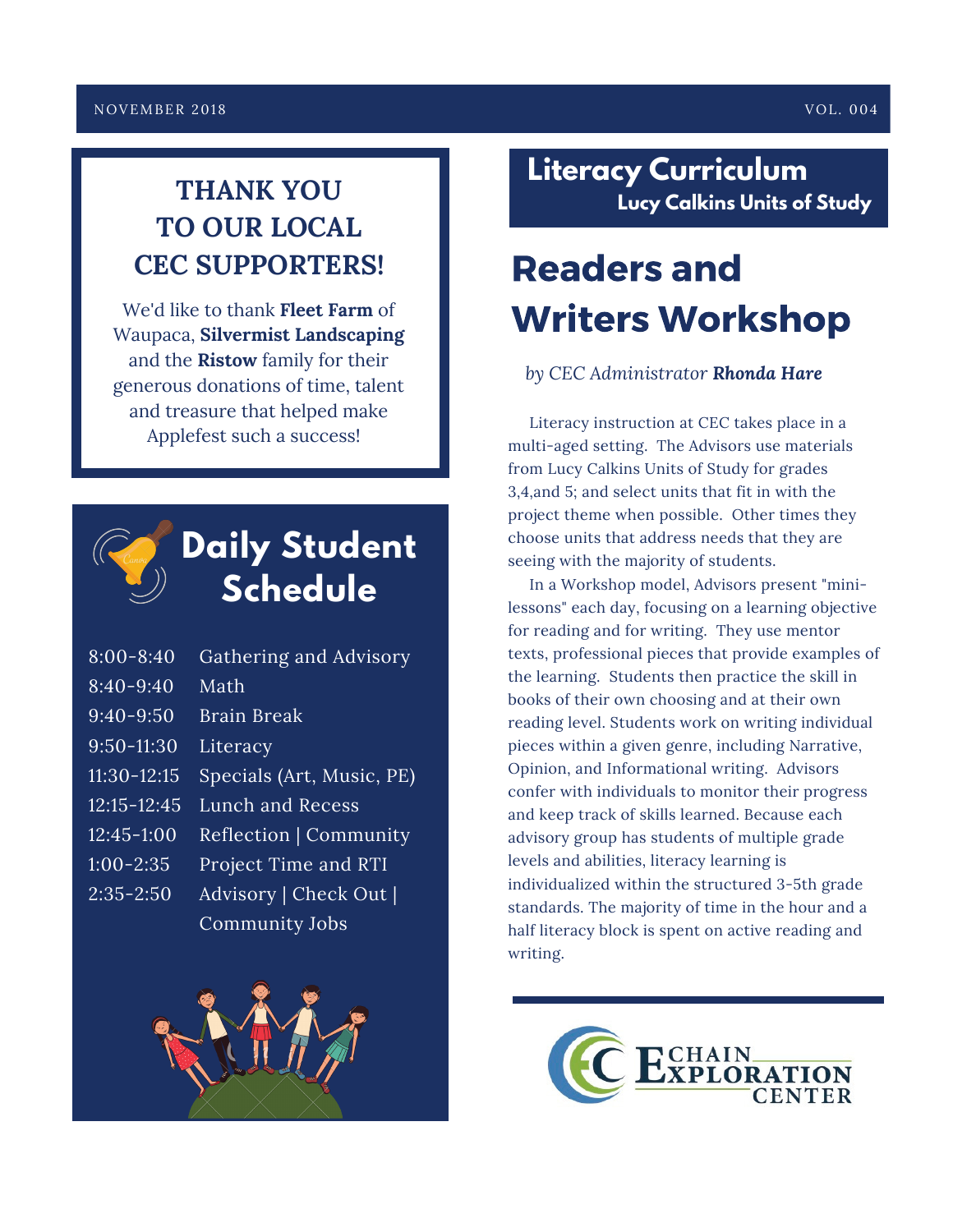NOVEMBER 2018 VOL. 004

## THANK YOU TO OUR LOCAL CEC SUPPORTERS!

We'd like to thank **Fleet Farm** of Waupaca, **Silvermist Landscaping** and the **Ristow** family for their generous donations of time, talent and treasure that helped make Applefest such a success!

## Daily Student Schedule

| | |
|---|---|
| 8:00-8:40 | Gathering and Advisory |
| 8:40-9:40 | Math |
| 9:40-9:50 | Brain Break |
| 9:50-11:30 | Literacy |
| 11:30-12:15 | Specials (Art, Music, PE) |
| 12:15-12:45 | Lunch and Recess |
| 12:45-1:00 | Reflection \| Community |
| 1:00-2:35 | Project Time and RTI |
| 2:35-2:50 | Advisory \| Check Out \| Community Jobs |

## Literacy Curriculum

### Lucy Calkins Units of Study

# Readers and Writers Workshop

*by CEC Administrator* ***Rhonda Hare***

Literacy instruction at CEC takes place in a multi-aged setting. The Advisors use materials from Lucy Calkins Units of Study for grades 3,4,and 5; and select units that fit in with the project theme when possible. Other times they choose units that address needs that they are seeing with the majority of students.

In a Workshop model, Advisors present "mini-lessons" each day, focusing on a learning objective for reading and for writing. They use mentor texts, professional pieces that provide examples of the learning. Students then practice the skill in books of their own choosing and at their own reading level. Students work on writing individual pieces within a given genre, including Narrative, Opinion, and Informational writing. Advisors confer with individuals to monitor their progress and keep track of skills learned. Because each advisory group has students of multiple grade levels and abilities, literacy learning is individualized within the structured 3-5th grade standards. The majority of time in the hour and a half literacy block is spent on active reading and writing.

ECHAIN EXPLORATION CENTER